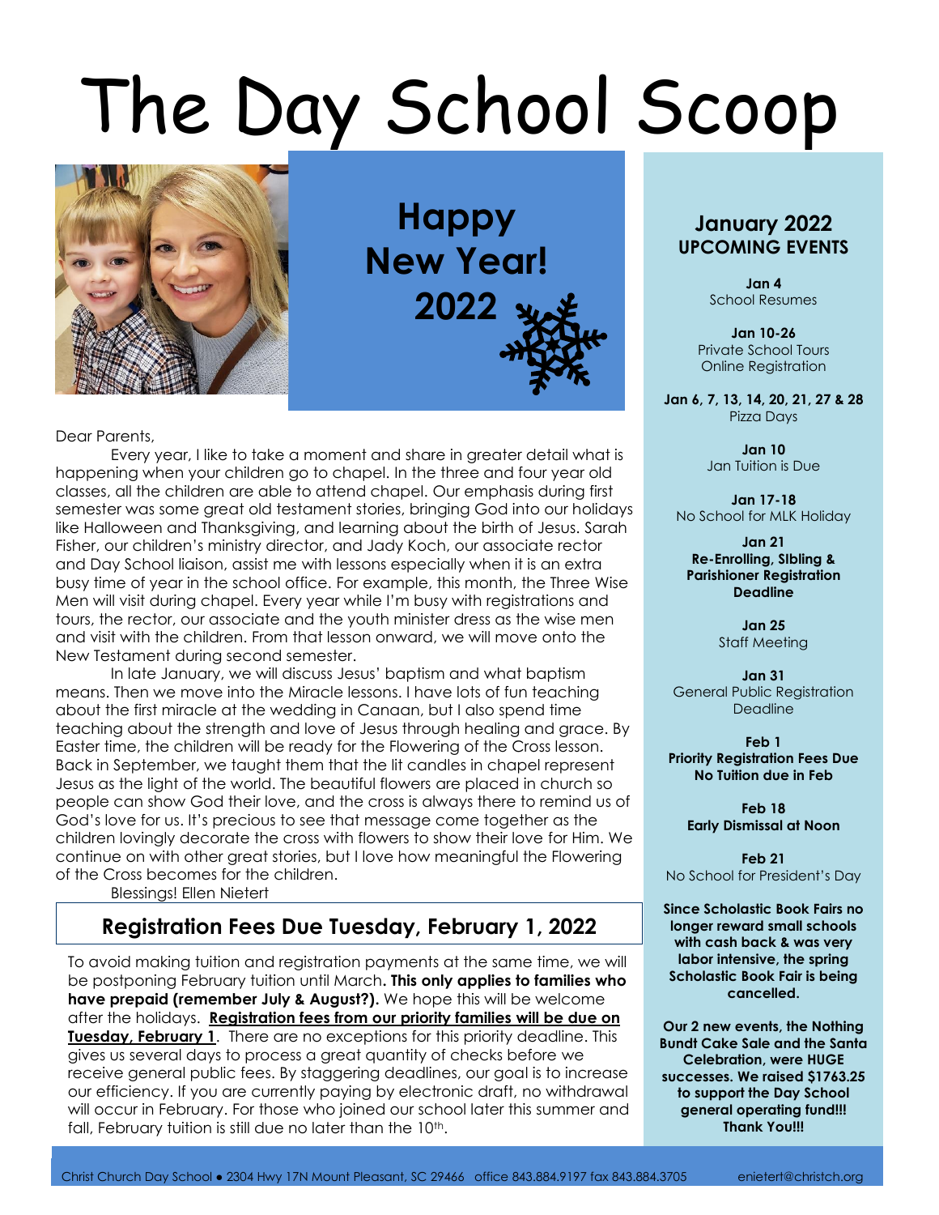# The Day School Scoop

## Happy New Year! 2022

Dear Parents,

Every year, I like to take a moment and share in greater detail what is happening when your children go to chapel. In the three and four year old classes, all the children are able to attend chapel. Our emphasis during first semester was some great old testament stories, bringing God into our holidays like Halloween and Thanksgiving, and learning about the birth of Jesus. Sarah Fisher, our children's ministry director, and Jady Koch, our associate rector and Day School liaison, assist me with lessons especially when it is an extra busy time of year in the school office. For example, this month, the Three Wise Men will visit during chapel. Every year while I'm busy with registrations and tours, the rector, our associate and the youth minister dress as the wise men and visit with the children. From that lesson onward, we will move onto the New Testament during second semester.

In late January, we will discuss Jesus' baptism and what baptism means. Then we move into the Miracle lessons. I have lots of fun teaching about the first miracle at the wedding in Canaan, but I also spend time teaching about the strength and love of Jesus through healing and grace. By Easter time, the children will be ready for the Flowering of the Cross lesson. Back in September, we taught them that the lit candles in chapel represent Jesus as the light of the world. The beautiful flowers are placed in church so people can show God their love, and the cross is always there to remind us of God's love for us. It's precious to see that message come together as the children lovingly decorate the cross with flowers to show their love for Him. We continue on with other great stories, but I love how meaningful the Flowering of the Cross becomes for the children.

Blessings! Ellen Nietert

## Registration Fees Due Tuesday, February 1, 2022

To avoid making tuition and registration payments at the same time, we will be postponing February tuition until March. **This only applies to families who have prepaid (remember July & August?).** We hope this will be welcome after the holidays. **Registration fees from our priority families will be due on Tuesday, February 1**. There are no exceptions for this priority deadline. This gives us several days to process a great quantity of checks before we receive general public fees. By staggering deadlines, our goal is to increase our efficiency. If you are currently paying by electronic draft, no withdrawal will occur in February. For those who joined our school later this summer and fall, February tuition is still due no later than the 10th.

## January 2022 UPCOMING EVENTS

**Jan 4**
School Resumes

**Jan 10-26**
Private School Tours
Online Registration

**Jan 6, 7, 13, 14, 20, 21, 27 & 28**
Pizza Days

**Jan 10**
Jan Tuition is Due

**Jan 17-18**
No School for MLK Holiday

**Jan 21**
**Re-Enrolling, SIbling & Parishioner Registration Deadline**

**Jan 25**
Staff Meeting

**Jan 31**
General Public Registration Deadline

**Feb 1**
**Priority Registration Fees Due**
**No Tuition due in Feb**

**Feb 18**
**Early Dismissal at Noon**

**Feb 21**
No School for President's Day

**Since Scholastic Book Fairs no longer reward small schools with cash back & was very labor intensive, the spring Scholastic Book Fair is being cancelled.**

**Our 2 new events, the Nothing Bundt Cake Sale and the Santa Celebration, were HUGE successes. We raised $1763.25 to support the Day School general operating fund!!! Thank You!!!**

Christ Church Day School • 2304 Hwy 17N Mount Pleasant, SC 29466 office 843.884.9197 fax 843.884.3705 enietert@christch.org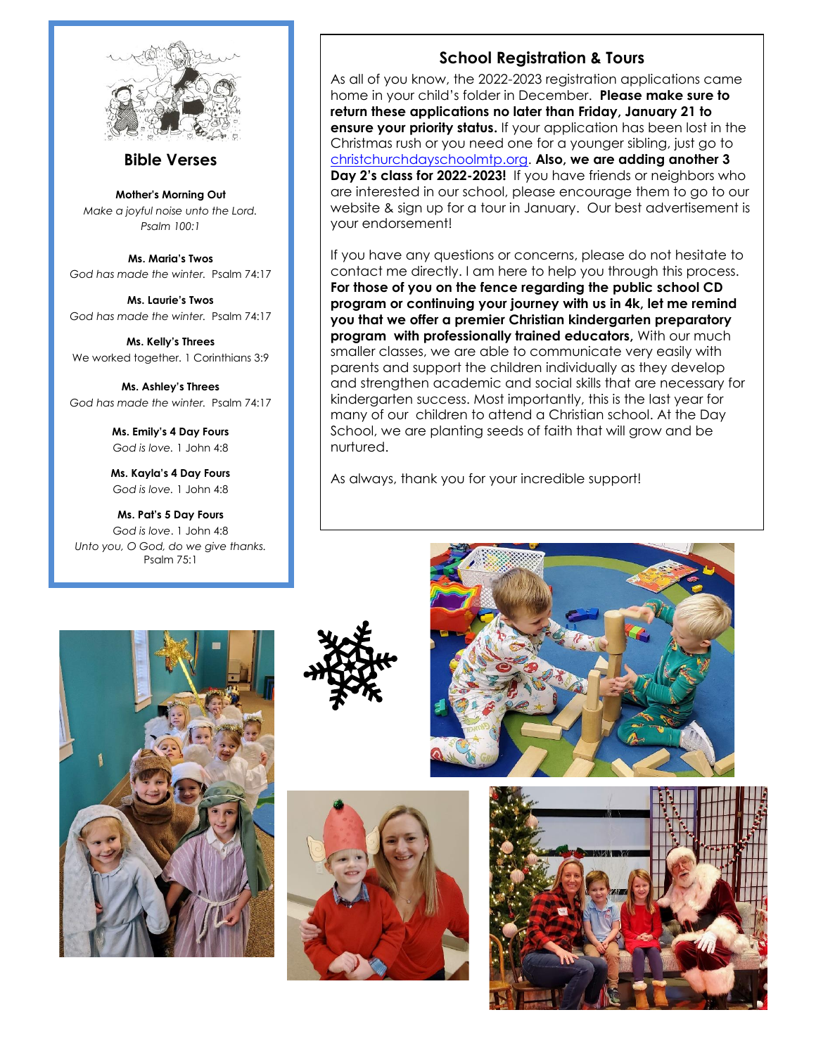## Bible Verses

**Mother's Morning Out**
*Make a joyful noise unto the Lord.*
*Psalm 100:1*

**Ms. Maria's Twos**
*God has made the winter.* Psalm 74:17

**Ms. Laurie's Twos**
*God has made the winter.* Psalm 74:17

**Ms. Kelly's Threes**
We worked together. 1 Corinthians 3:9

**Ms. Ashley's Threes**
*God has made the winter.* Psalm 74:17

**Ms. Emily's 4 Day Fours**
*God is love.* 1 John 4:8

**Ms. Kayla's 4 Day Fours**
*God is love.* 1 John 4:8

**Ms. Pat's 5 Day Fours**
*God is love*. 1 John 4:8
*Unto you, O God, do we give thanks.*
Psalm 75:1

## School Registration & Tours

As all of you know, the 2022-2023 registration applications came home in your child's folder in December. **Please make sure to return these applications no later than Friday, January 21 to ensure your priority status.** If your application has been lost in the Christmas rush or you need one for a younger sibling, just go to christchurchdayschoolmtp.org. **Also, we are adding another 3 Day 2's class for 2022-2023!** If you have friends or neighbors who are interested in our school, please encourage them to go to our website & sign up for a tour in January. Our best advertisement is your endorsement!

If you have any questions or concerns, please do not hesitate to contact me directly. I am here to help you through this process. **For those of you on the fence regarding the public school CD program or continuing your journey with us in 4k, let me remind you that we offer a premier Christian kindergarten preparatory program with professionally trained educators,** With our much smaller classes, we are able to communicate very easily with parents and support the children individually as they develop and strengthen academic and social skills that are necessary for kindergarten success. Most importantly, this is the last year for many of our children to attend a Christian school. At the Day School, we are planting seeds of faith that will grow and be nurtured.

As always, thank you for your incredible support!